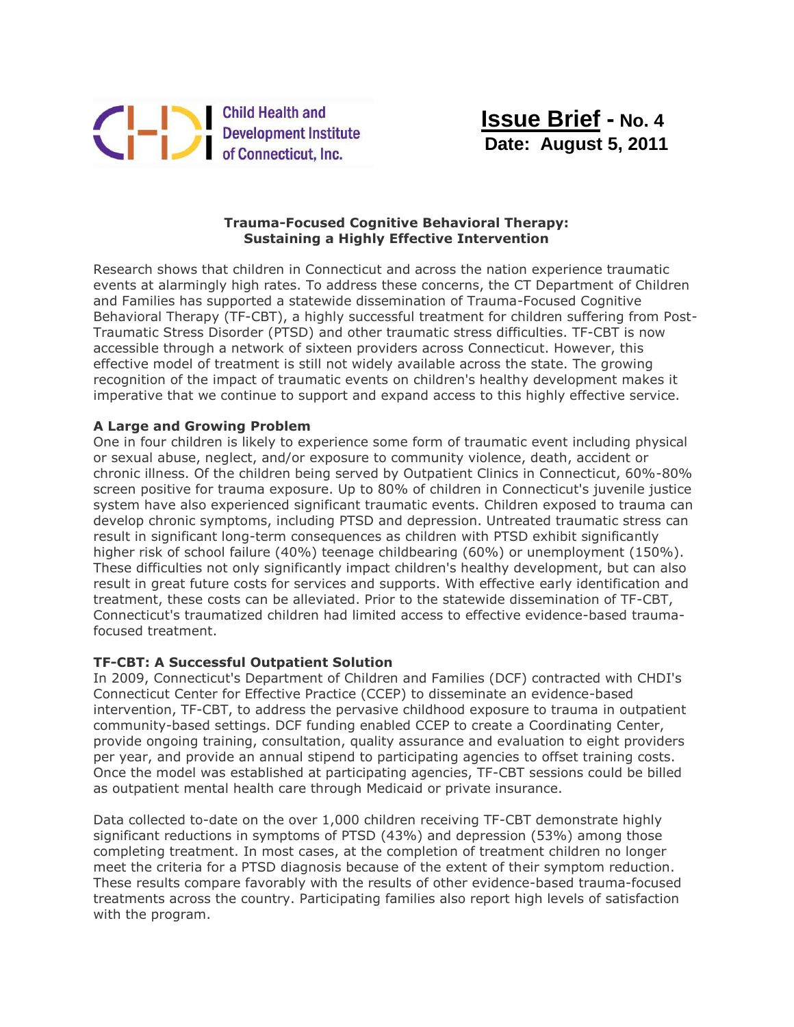Child Health and Development Institute of Connecticut, Inc.

**Issue Brief - No. 4**
**Date: August 5, 2011**

## Trauma-Focused Cognitive Behavioral Therapy: Sustaining a Highly Effective Intervention

Research shows that children in Connecticut and across the nation experience traumatic events at alarmingly high rates. To address these concerns, the CT Department of Children and Families has supported a statewide dissemination of Trauma-Focused Cognitive Behavioral Therapy (TF-CBT), a highly successful treatment for children suffering from Post-Traumatic Stress Disorder (PTSD) and other traumatic stress difficulties. TF-CBT is now accessible through a network of sixteen providers across Connecticut. However, this effective model of treatment is still not widely available across the state. The growing recognition of the impact of traumatic events on children's healthy development makes it imperative that we continue to support and expand access to this highly effective service.

### A Large and Growing Problem

One in four children is likely to experience some form of traumatic event including physical or sexual abuse, neglect, and/or exposure to community violence, death, accident or chronic illness. Of the children being served by Outpatient Clinics in Connecticut, 60%-80% screen positive for trauma exposure. Up to 80% of children in Connecticut's juvenile justice system have also experienced significant traumatic events. Children exposed to trauma can develop chronic symptoms, including PTSD and depression. Untreated traumatic stress can result in significant long-term consequences as children with PTSD exhibit significantly higher risk of school failure (40%) teenage childbearing (60%) or unemployment (150%). These difficulties not only significantly impact children's healthy development, but can also result in great future costs for services and supports. With effective early identification and treatment, these costs can be alleviated. Prior to the statewide dissemination of TF-CBT, Connecticut's traumatized children had limited access to effective evidence-based trauma-focused treatment.

### TF-CBT: A Successful Outpatient Solution

In 2009, Connecticut's Department of Children and Families (DCF) contracted with CHDI's Connecticut Center for Effective Practice (CCEP) to disseminate an evidence-based intervention, TF-CBT, to address the pervasive childhood exposure to trauma in outpatient community-based settings. DCF funding enabled CCEP to create a Coordinating Center, provide ongoing training, consultation, quality assurance and evaluation to eight providers per year, and provide an annual stipend to participating agencies to offset training costs. Once the model was established at participating agencies, TF-CBT sessions could be billed as outpatient mental health care through Medicaid or private insurance.

Data collected to-date on the over 1,000 children receiving TF-CBT demonstrate highly significant reductions in symptoms of PTSD (43%) and depression (53%) among those completing treatment. In most cases, at the completion of treatment children no longer meet the criteria for a PTSD diagnosis because of the extent of their symptom reduction. These results compare favorably with the results of other evidence-based trauma-focused treatments across the country. Participating families also report high levels of satisfaction with the program.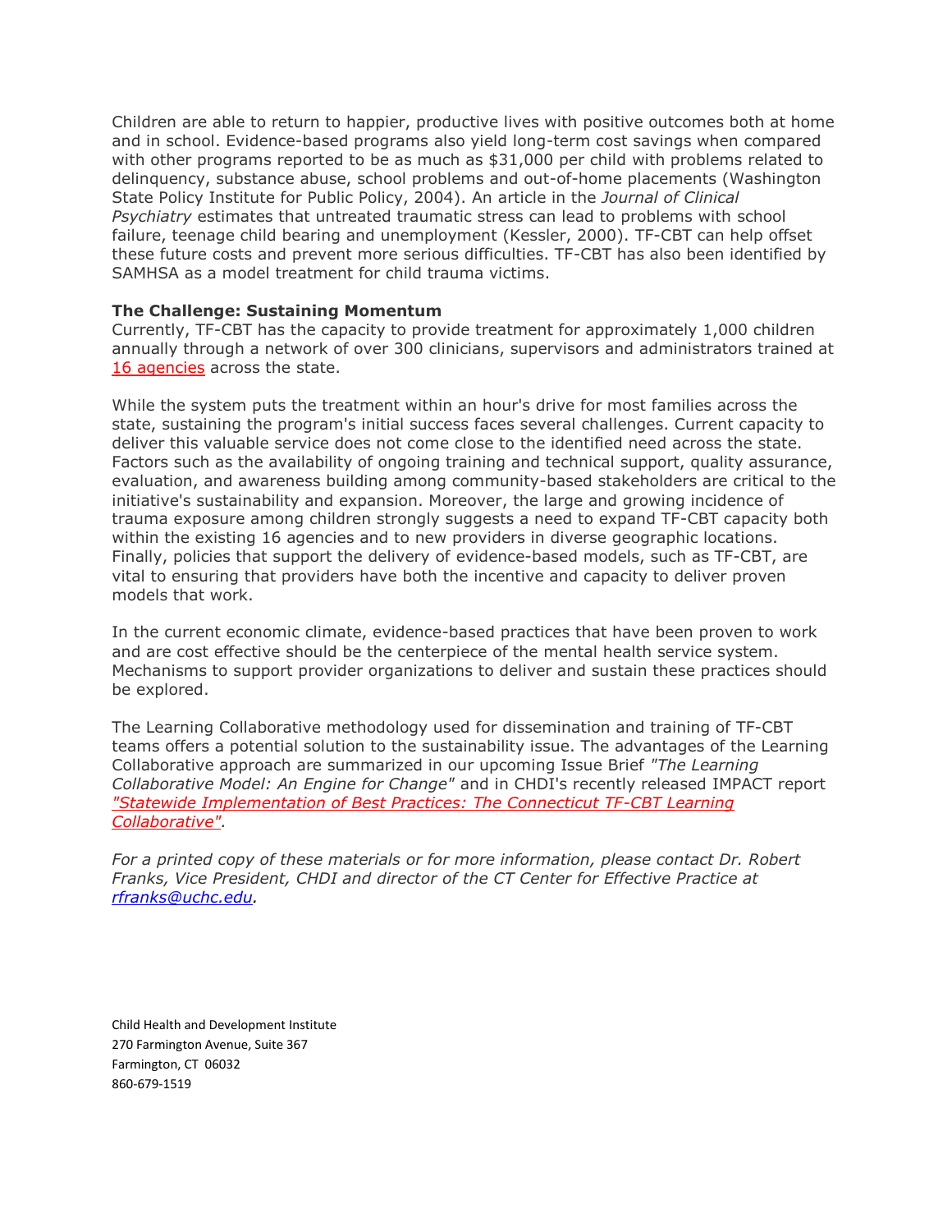Children are able to return to happier, productive lives with positive outcomes both at home and in school. Evidence-based programs also yield long-term cost savings when compared with other programs reported to be as much as $31,000 per child with problems related to delinquency, substance abuse, school problems and out-of-home placements (Washington State Policy Institute for Public Policy, 2004). An article in the *Journal of Clinical Psychiatry* estimates that untreated traumatic stress can lead to problems with school failure, teenage child bearing and unemployment (Kessler, 2000). TF-CBT can help offset these future costs and prevent more serious difficulties. TF-CBT has also been identified by SAMHSA as a model treatment for child trauma victims.

**The Challenge: Sustaining Momentum**

Currently, TF-CBT has the capacity to provide treatment for approximately 1,000 children annually through a network of over 300 clinicians, supervisors and administrators trained at 16 agencies across the state.

While the system puts the treatment within an hour's drive for most families across the state, sustaining the program's initial success faces several challenges. Current capacity to deliver this valuable service does not come close to the identified need across the state. Factors such as the availability of ongoing training and technical support, quality assurance, evaluation, and awareness building among community-based stakeholders are critical to the initiative's sustainability and expansion. Moreover, the large and growing incidence of trauma exposure among children strongly suggests a need to expand TF-CBT capacity both within the existing 16 agencies and to new providers in diverse geographic locations. Finally, policies that support the delivery of evidence-based models, such as TF-CBT, are vital to ensuring that providers have both the incentive and capacity to deliver proven models that work.

In the current economic climate, evidence-based practices that have been proven to work and are cost effective should be the centerpiece of the mental health service system. Mechanisms to support provider organizations to deliver and sustain these practices should be explored.

The Learning Collaborative methodology used for dissemination and training of TF-CBT teams offers a potential solution to the sustainability issue. The advantages of the Learning Collaborative approach are summarized in our upcoming Issue Brief *"The Learning Collaborative Model: An Engine for Change"* and in CHDI's recently released IMPACT report *"Statewide Implementation of Best Practices: The Connecticut TF-CBT Learning Collaborative".*

*For a printed copy of these materials or for more information, please contact Dr. Robert Franks, Vice President, CHDI and director of the CT Center for Effective Practice at rfranks@uchc.edu.*

Child Health and Development Institute
270 Farmington Avenue, Suite 367
Farmington, CT 06032
860-679-1519